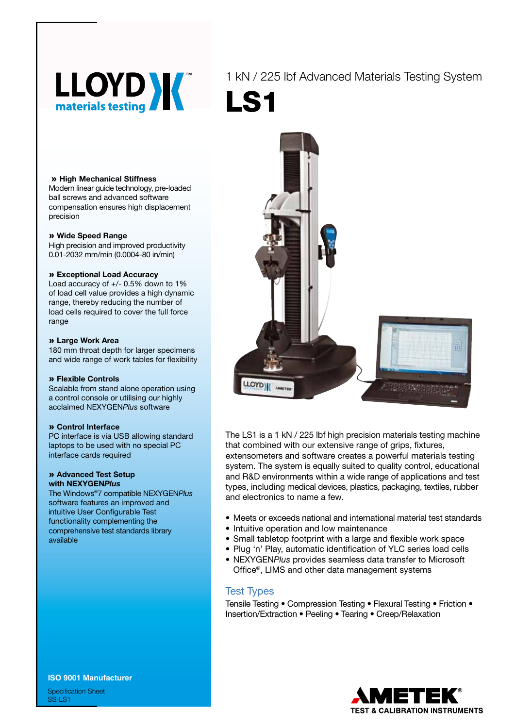LLOYD materials testing

1 kN / 225 lbf Advanced Materials Testing System

# LS1

**» High Mechanical Stiffness**
Modern linear guide technology, pre-loaded ball screws and advanced software compensation ensures high displacement precision

**» Wide Speed Range**
High precision and improved productivity 0.01-2032 mm/min (0.0004-80 in/min)

**» Exceptional Load Accuracy**
Load accuracy of +/- 0.5% down to 1% of load cell value provides a high dynamic range, thereby reducing the number of load cells required to cover the full force range

**» Large Work Area**
180 mm throat depth for larger specimens and wide range of work tables for flexibility

**» Flexible Controls**
Scalable from stand alone operation using a control console or utilising our highly acclaimed NEXYGEN*Plus* software

**» Control Interface**
PC interface is via USB allowing standard laptops to be used with no special PC interface cards required

**» Advanced Test Setup with NEXYGEN*Plus***
The Windows®7 compatible NEXYGEN*Plus* software features an improved and intuitive User Configurable Test functionality complementing the comprehensive test standards library available

The LS1 is a 1 kN / 225 lbf high precision materials testing machine that combined with our extensive range of grips, fixtures, extensometers and software creates a powerful materials testing system. The system is equally suited to quality control, educational and R&D environments within a wide range of applications and test types, including medical devices, plastics, packaging, textiles, rubber and electronics to name a few.

- Meets or exceeds national and international material test standards
- Intuitive operation and low maintenance
- Small tabletop footprint with a large and flexible work space
- Plug 'n' Play, automatic identification of YLC series load cells
- NEXYGEN*Plus* provides seamless data transfer to Microsoft Office®, LIMS and other data management systems

## Test Types

Tensile Testing • Compression Testing • Flexural Testing • Friction • Insertion/Extraction • Peeling • Tearing • Creep/Relaxation

**ISO 9001 Manufacturer**

Specification Sheet
SS-LS1

AMETEK®
TEST & CALIBRATION INSTRUMENTS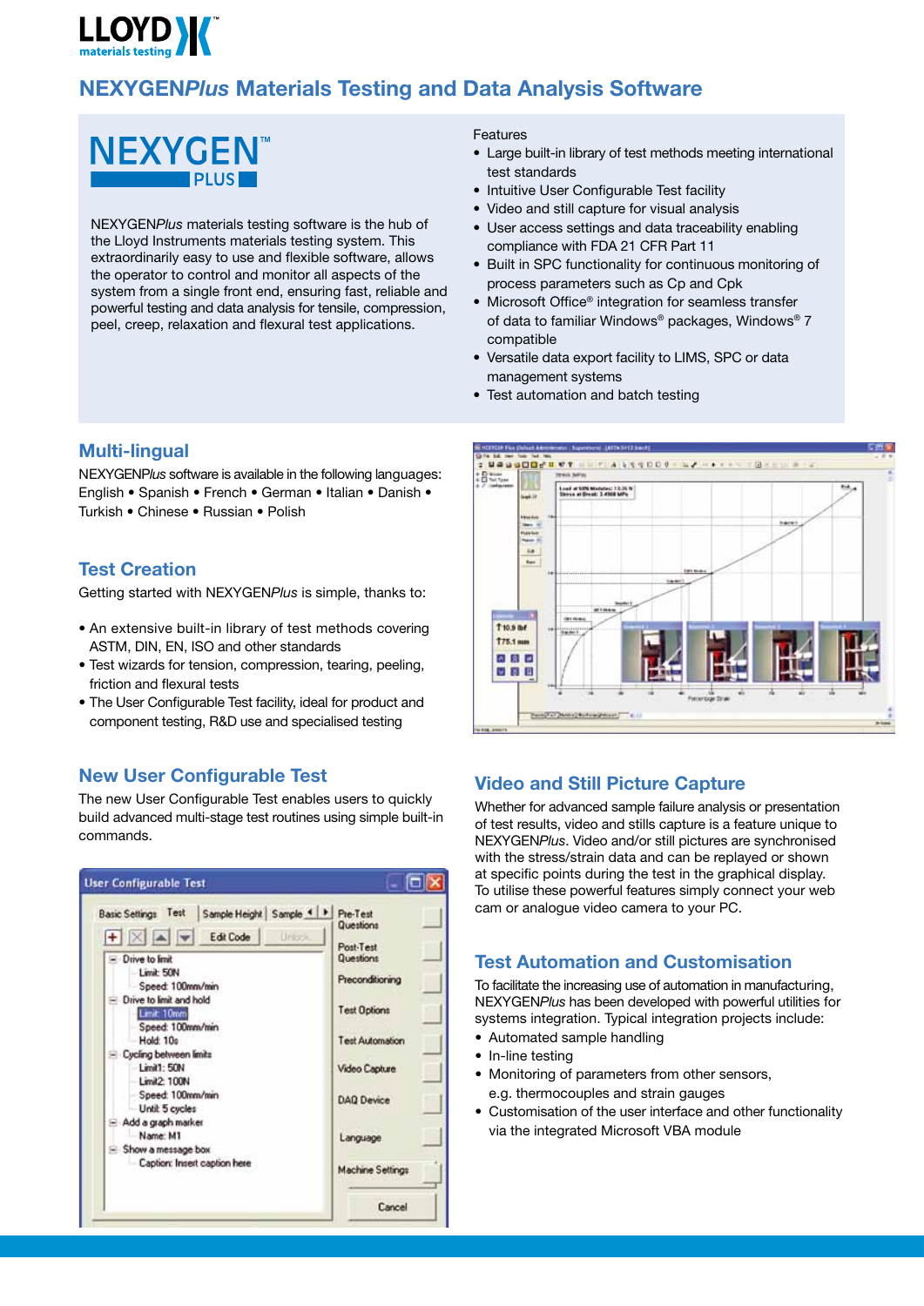# NEXYGEN*Plus* Materials Testing and Data Analysis Software

NEXYGEN™ PLUS

NEXYGEN*Plus* materials testing software is the hub of the Lloyd Instruments materials testing system. This extraordinarily easy to use and flexible software, allows the operator to control and monitor all aspects of the system from a single front end, ensuring fast, reliable and powerful testing and data analysis for tensile, compression, peel, creep, relaxation and flexural test applications.

Features

- Large built-in library of test methods meeting international test standards
- Intuitive User Configurable Test facility
- Video and still capture for visual analysis
- User access settings and data traceability enabling compliance with FDA 21 CFR Part 11
- Built in SPC functionality for continuous monitoring of process parameters such as Cp and Cpk
- Microsoft Office® integration for seamless transfer of data to familiar Windows® packages, Windows® 7 compatible
- Versatile data export facility to LIMS, SPC or data management systems
- Test automation and batch testing

## Multi-lingual

NEXYGEN*Plus* software is available in the following languages: English • Spanish • French • German • Italian • Danish • Turkish • Chinese • Russian • Polish

## Test Creation

Getting started with NEXYGEN*Plus* is simple, thanks to:

- An extensive built-in library of test methods covering ASTM, DIN, EN, ISO and other standards
- Test wizards for tension, compression, tearing, peeling, friction and flexural tests
- The User Configurable Test facility, ideal for product and component testing, R&D use and specialised testing

## New User Configurable Test

The new User Configurable Test enables users to quickly build advanced multi-stage test routines using simple built-in commands.

## Video and Still Picture Capture

Whether for advanced sample failure analysis or presentation of test results, video and stills capture is a feature unique to NEXYGEN*Plus*. Video and/or still pictures are synchronised with the stress/strain data and can be replayed or shown at specific points during the test in the graphical display. To utilise these powerful features simply connect your web cam or analogue video camera to your PC.

## Test Automation and Customisation

To facilitate the increasing use of automation in manufacturing, NEXYGEN*Plus* has been developed with powerful utilities for systems integration. Typical integration projects include:

- Automated sample handling
- In-line testing
- Monitoring of parameters from other sensors, e.g. thermocouples and strain gauges
- Customisation of the user interface and other functionality via the integrated Microsoft VBA module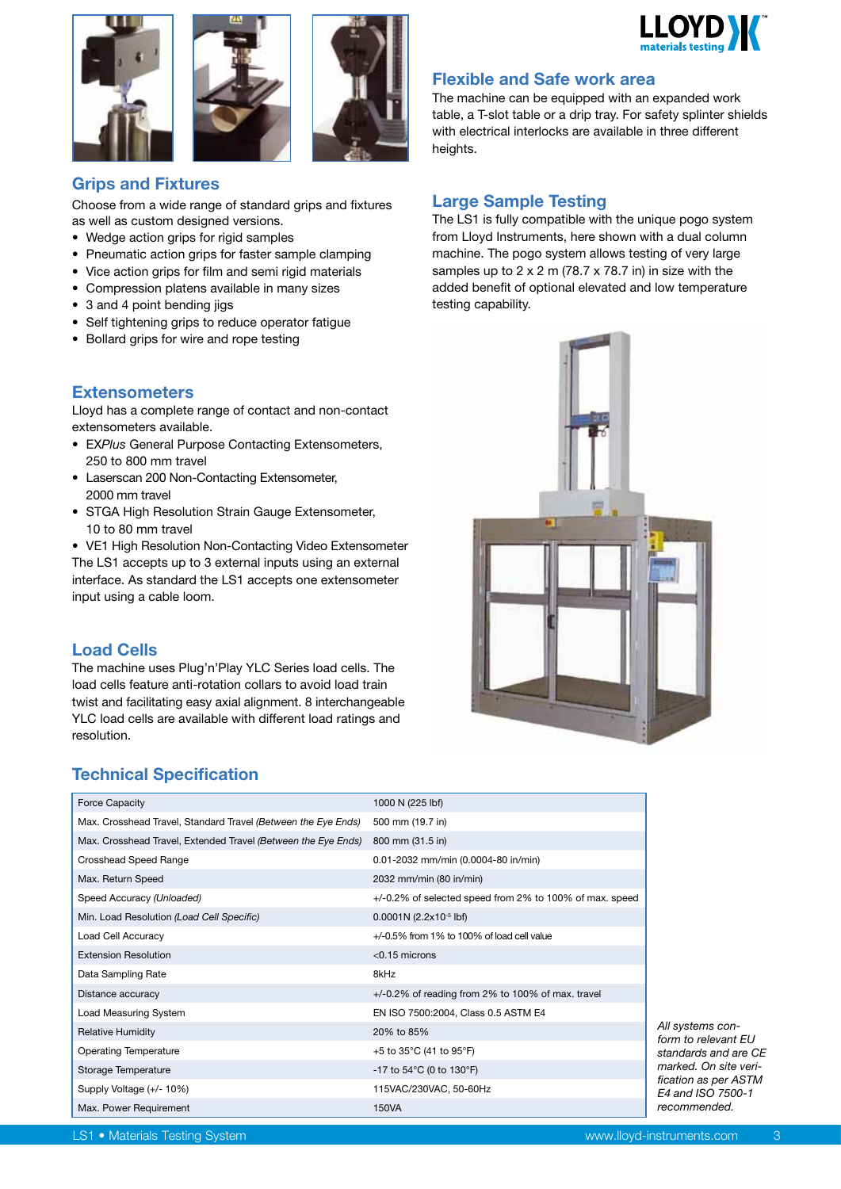## Grips and Fixtures

Choose from a wide range of standard grips and fixtures as well as custom designed versions.

- Wedge action grips for rigid samples
- Pneumatic action grips for faster sample clamping
- Vice action grips for film and semi rigid materials
- Compression platens available in many sizes
- 3 and 4 point bending jigs
- Self tightening grips to reduce operator fatigue
- Bollard grips for wire and rope testing

## Extensometers

Lloyd has a complete range of contact and non-contact extensometers available.

- EX*Plus* General Purpose Contacting Extensometers, 250 to 800 mm travel
- Laserscan 200 Non-Contacting Extensometer, 2000 mm travel
- STGA High Resolution Strain Gauge Extensometer, 10 to 80 mm travel
- VE1 High Resolution Non-Contacting Video Extensometer

The LS1 accepts up to 3 external inputs using an external interface. As standard the LS1 accepts one extensometer input using a cable loom.

## Load Cells

The machine uses Plug'n'Play YLC Series load cells. The load cells feature anti-rotation collars to avoid load train twist and facilitating easy axial alignment. 8 interchangeable YLC load cells are available with different load ratings and resolution.

## Flexible and Safe work area

The machine can be equipped with an expanded work table, a T-slot table or a drip tray. For safety splinter shields with electrical interlocks are available in three different heights.

## Large Sample Testing

The LS1 is fully compatible with the unique pogo system from Lloyd Instruments, here shown with a dual column machine. The pogo system allows testing of very large samples up to 2 x 2 m (78.7 x 78.7 in) in size with the added benefit of optional elevated and low temperature testing capability.

## Technical Specification

| | |
|---|---|
| Force Capacity | 1000 N (225 lbf) |
| Max. Crosshead Travel, Standard Travel *(Between the Eye Ends)* | 500 mm (19.7 in) |
| Max. Crosshead Travel, Extended Travel *(Between the Eye Ends)* | 800 mm (31.5 in) |
| Crosshead Speed Range | 0.01-2032 mm/min (0.0004-80 in/min) |
| Max. Return Speed | 2032 mm/min (80 in/min) |
| Speed Accuracy *(Unloaded)* | +/-0.2% of selected speed from 2% to 100% of max. speed |
| Min. Load Resolution *(Load Cell Specific)* | 0.0001N ($2.2x10^{-5}$ lbf) |
| Load Cell Accuracy | +/-0.5% from 1% to 100% of load cell value |
| Extension Resolution | <0.15 microns |
| Data Sampling Rate | 8kHz |
| Distance accuracy | +/-0.2% of reading from 2% to 100% of max. travel |
| Load Measuring System | EN ISO 7500:2004, Class 0.5 ASTM E4 |
| Relative Humidity | 20% to 85% |
| Operating Temperature | +5 to 35°C (41 to 95°F) |
| Storage Temperature | -17 to 54°C (0 to 130°F) |
| Supply Voltage (+/- 10%) | 115VAC/230VAC, 50-60Hz |
| Max. Power Requirement | 150VA |

*All systems conform to relevant EU standards and are CE marked. On site verification as per ASTM E4 and ISO 7500-1 recommended.*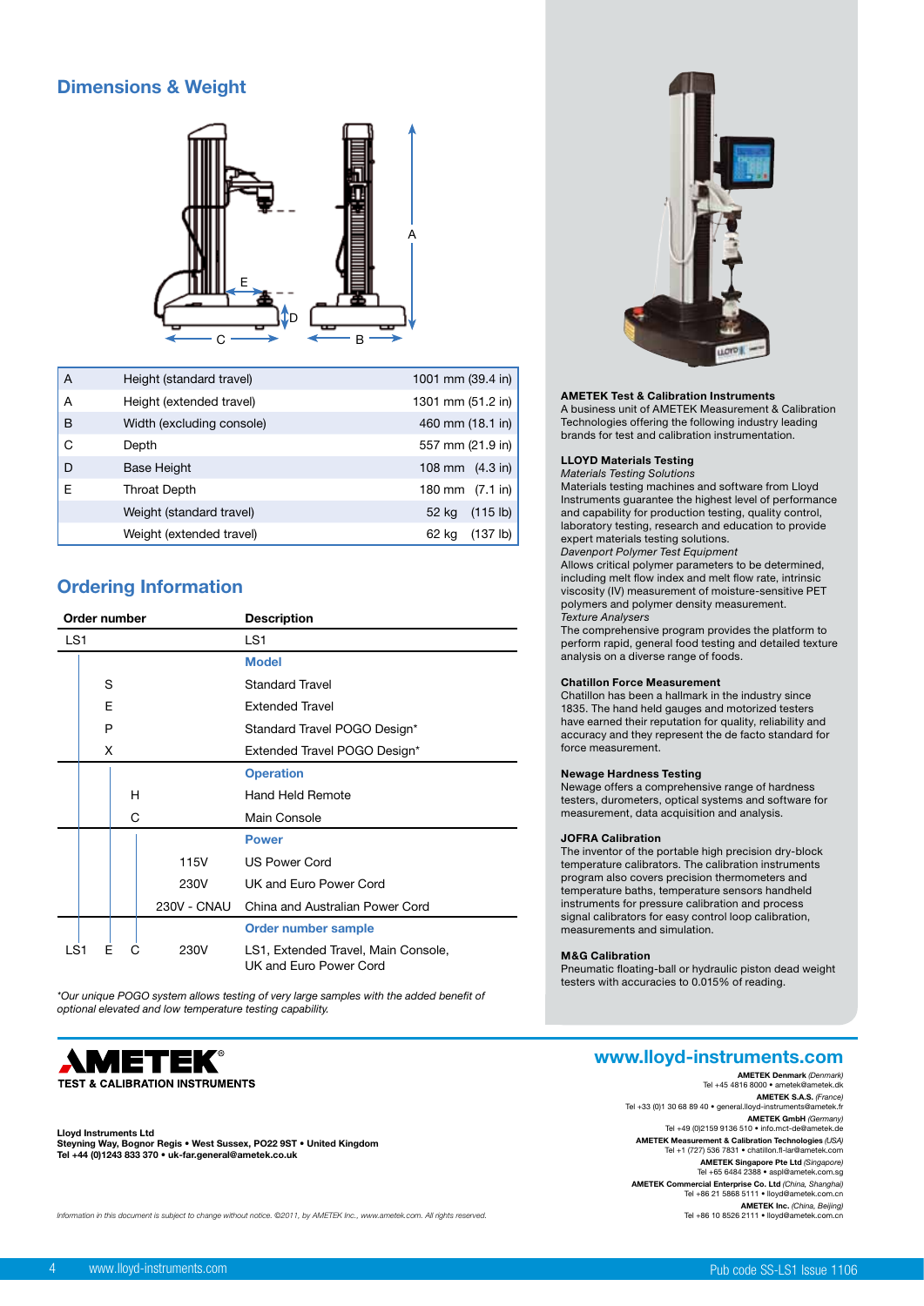## Dimensions & Weight

C
B
A
D
E

| | | |
|---|---|---|
| A | Height (standard travel) | 1001 mm (39.4 in) |
| A | Height (extended travel) | 1301 mm (51.2 in) |
| B | Width (excluding console) | 460 mm (18.1 in) |
| C | Depth | 557 mm (21.9 in) |
| D | Base Height | 108 mm (4.3 in) |
| E | Throat Depth | 180 mm (7.1 in) |
| | Weight (standard travel) | 52 kg (115 lb) |
| | Weight (extended travel) | 62 kg (137 lb) |

## Ordering Information

| Order number | | | | Description |
|---|---|---|---|---|
| LS1 | | | | LS1 |
| | | | | **Model** |
| | S | | | Standard Travel |
| | E | | | Extended Travel |
| | P | | | Standard Travel POGO Design* |
| | X | | | Extended Travel POGO Design* |
| | | | | **Operation** |
| | | H | | Hand Held Remote |
| | | C | | Main Console |
| | | | | **Power** |
| | | | 115V | US Power Cord |
| | | | 230V | UK and Euro Power Cord |
| | | | 230V - CNAU | China and Australian Power Cord |
| | | | | **Order number sample** |
| LS1 | E | C | 230V | LS1, Extended Travel, Main Console, UK and Euro Power Cord |

*Our unique POGO system allows testing of very large samples with the added benefit of optional elevated and low temperature testing capability.*

**AMETEK Test & Calibration Instruments**
A business unit of AMETEK Measurement & Calibration Technologies offering the following industry leading brands for test and calibration instrumentation.

**LLOYD Materials Testing**
*Materials Testing Solutions*
Materials testing machines and software from Lloyd Instruments guarantee the highest level of performance and capability for production testing, quality control, laboratory testing, research and education to provide expert materials testing solutions.
*Davenport Polymer Test Equipment*
Allows critical polymer parameters to be determined, including melt flow index and melt flow rate, intrinsic viscosity (IV) measurement of moisture-sensitive PET polymers and polymer density measurement.
*Texture Analysers*
The comprehensive program provides the platform to perform rapid, general food testing and detailed texture analysis on a diverse range of foods.

**Chatillon Force Measurement**
Chatillon has been a hallmark in the industry since 1835. The hand held gauges and motorized testers have earned their reputation for quality, reliability and accuracy and they represent the de facto standard for force measurement.

**Newage Hardness Testing**
Newage offers a comprehensive range of hardness testers, durometers, optical systems and software for measurement, data acquisition and analysis.

**JOFRA Calibration**
The inventor of the portable high precision dry-block temperature calibrators. The calibration instruments program also covers precision thermometers and temperature baths, temperature sensors handheld instruments for pressure calibration and process signal calibrators for easy control loop calibration, measurements and simulation.

**M&G Calibration**
Pneumatic floating-ball or hydraulic piston dead weight testers with accuracies to 0.015% of reading.

**AMETEK®**
**TEST & CALIBRATION INSTRUMENTS**

**Lloyd Instruments Ltd**
**Steyning Way, Bognor Regis • West Sussex, PO22 9ST • United Kingdom**
**Tel +44 (0)1243 833 370 • uk-far.general@ametek.co.uk**

**www.lloyd-instruments.com**

**AMETEK Denmark** *(Denmark)*
Tel +45 4816 8000 • ametek@ametek.dk
**AMETEK S.A.S.** *(France)*
Tel +33 (0)1 30 68 89 40 • general.lloyd-instruments@ametek.fr
**AMETEK GmbH** *(Germany)*
Tel +49 (0)2159 9136 510 • info.mct-de@ametek.de
**AMETEK Measurement & Calibration Technologies** *(USA)*
Tel +1 (727) 536 7831 • chatillon.fl-lar@ametek.com
**AMETEK Singapore Pte Ltd** *(Singapore)*
Tel +65 6484 2388 • aspl@ametek.com.sg
**AMETEK Commercial Enterprise Co. Ltd** *(China, Shanghai)*
Tel +86 21 5868 5111 • lloyd@ametek.com.cn
**AMETEK Inc.** *(China, Beijing)*
Tel +86 10 8526 2111 • lloyd@ametek.com.cn

*Information in this document is subject to change without notice. ©2011, by AMETEK Inc., www.ametek.com. All rights reserved.*

Pub code SS-LS1 Issue 1106